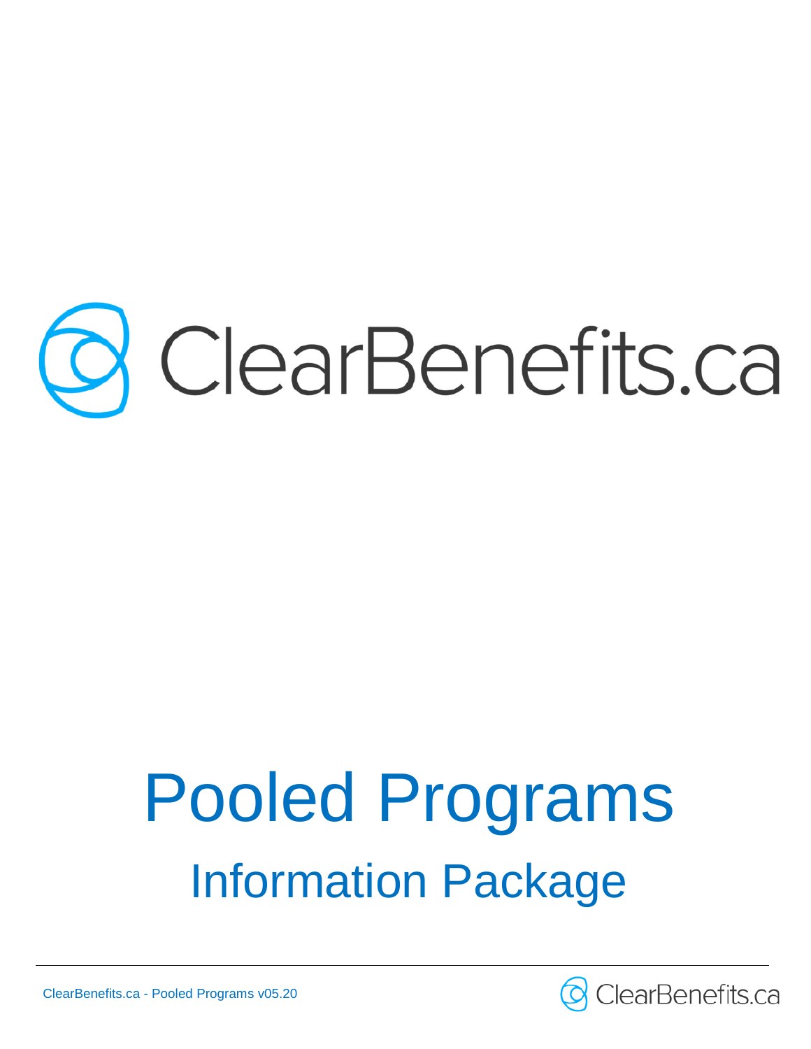# ClearBenefits.ca

# Pooled Programs

## Information Package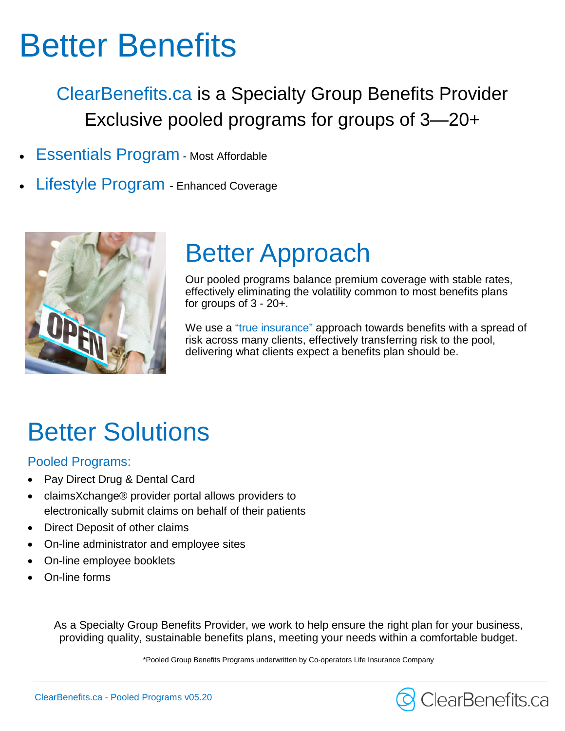# Better Benefits

ClearBenefits.ca is a Specialty Group Benefits Provider
Exclusive pooled programs for groups of 3—20+

- Essentials Program - Most Affordable
- Lifestyle Program - Enhanced Coverage

## Better Approach

Our pooled programs balance premium coverage with stable rates, effectively eliminating the volatility common to most benefits plans for groups of 3 - 20+.

We use a "true insurance" approach towards benefits with a spread of risk across many clients, effectively transferring risk to the pool, delivering what clients expect a benefits plan should be.

## Better Solutions

### Pooled Programs:

- Pay Direct Drug & Dental Card
- claimsXchange® provider portal allows providers to electronically submit claims on behalf of their patients
- Direct Deposit of other claims
- On-line administrator and employee sites
- On-line employee booklets
- On-line forms

As a Specialty Group Benefits Provider, we work to help ensure the right plan for your business, providing quality, sustainable benefits plans, meeting your needs within a comfortable budget.

*Pooled Group Benefits Programs underwritten by Co-operators Life Insurance Company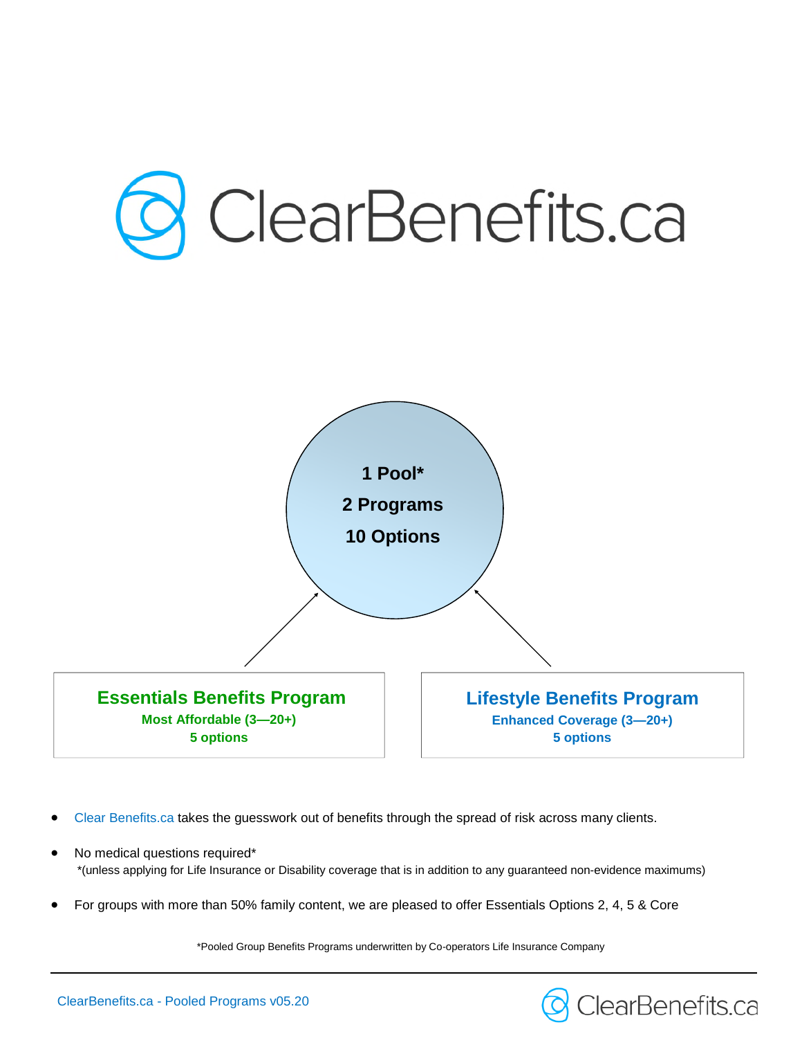# ClearBenefits.ca

**1 Pool***

**2 Programs**

**10 Options**

## Essentials Benefits Program

**Most Affordable (3—20+)**

**5 options**

## Lifestyle Benefits Program

**Enhanced Coverage (3—20+)**

**5 options**

- Clear Benefits.ca takes the guesswork out of benefits through the spread of risk across many clients.
- No medical questions required*
  *(unless applying for Life Insurance or Disability coverage that is in addition to any guaranteed non-evidence maximums)
- For groups with more than 50% family content, we are pleased to offer Essentials Options 2, 4, 5 & Core

*Pooled Group Benefits Programs underwritten by Co-operators Life Insurance Company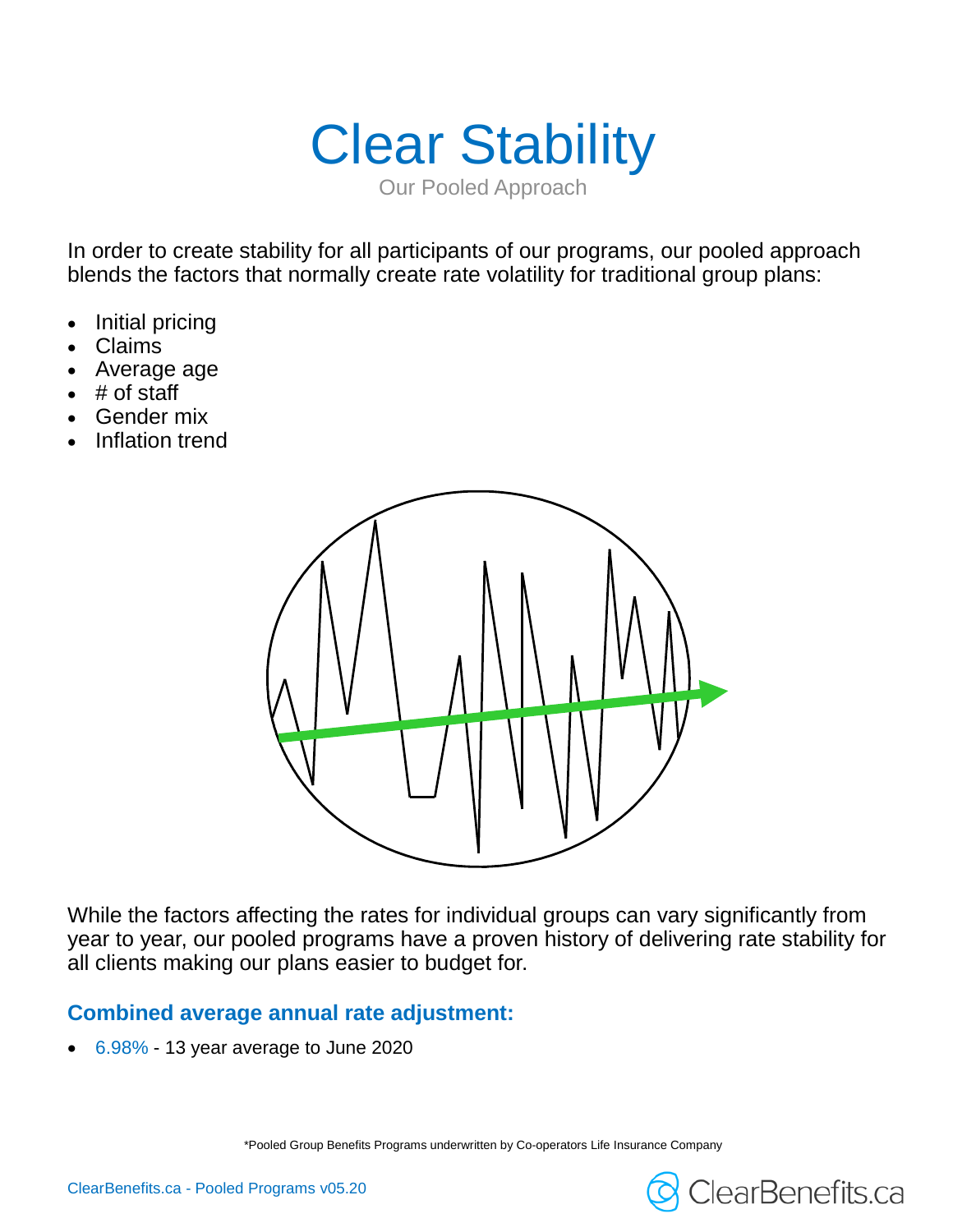# Clear Stability

Our Pooled Approach

In order to create stability for all participants of our programs, our pooled approach blends the factors that normally create rate volatility for traditional group plans:

- Initial pricing
- Claims
- Average age
- # of staff
- Gender mix
- Inflation trend

While the factors affecting the rates for individual groups can vary significantly from year to year, our pooled programs have a proven history of delivering rate stability for all clients making our plans easier to budget for.

### Combined average annual rate adjustment:

- 6.98% - 13 year average to June 2020

*Pooled Group Benefits Programs underwritten by Co-operators Life Insurance Company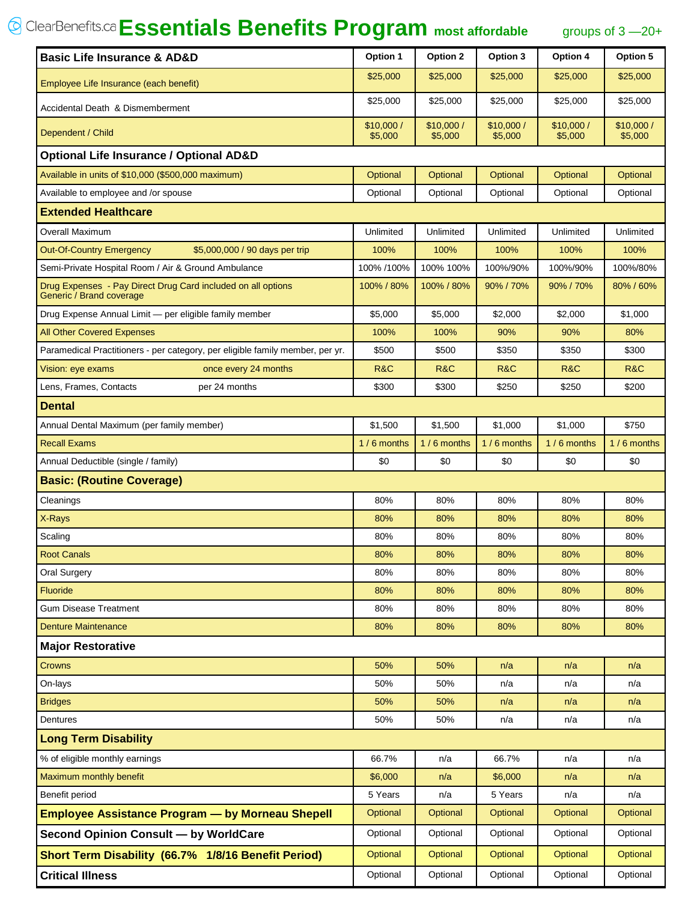ClearBenefits.ca **Essentials Benefits Program** most affordable groups of 3 —20+

| Basic Life Insurance & AD&D | Option 1 | Option 2 | Option 3 | Option 4 | Option 5 |
|---|---|---|---|---|---|
| Employee Life Insurance (each benefit) | $25,000 | $25,000 | $25,000 | $25,000 | $25,000 |
| Accidental Death & Dismemberment | $25,000 | $25,000 | $25,000 | $25,000 | $25,000 |
| Dependent / Child | $10,000 / $5,000 | $10,000 / $5,000 | $10,000 / $5,000 | $10,000 / $5,000 | $10,000 / $5,000 |
| **Optional Life Insurance / Optional AD&D** | | | | | |
| Available in units of $10,000 ($500,000 maximum) | Optional | Optional | Optional | Optional | Optional |
| Available to employee and /or spouse | Optional | Optional | Optional | Optional | Optional |
| **Extended Healthcare** | | | | | |
| Overall Maximum | Unlimited | Unlimited | Unlimited | Unlimited | Unlimited |
| Out-Of-Country Emergency $5,000,000 / 90 days per trip | 100% | 100% | 100% | 100% | 100% |
| Semi-Private Hospital Room / Air & Ground Ambulance | 100% /100% | 100% 100% | 100%/90% | 100%/90% | 100%/80% |
| Drug Expenses - Pay Direct Drug Card included on all options Generic / Brand coverage | 100% / 80% | 100% / 80% | 90% / 70% | 90% / 70% | 80% / 60% |
| Drug Expense Annual Limit — per eligible family member | $5,000 | $5,000 | $2,000 | $2,000 | $1,000 |
| All Other Covered Expenses | 100% | 100% | 90% | 90% | 80% |
| Paramedical Practitioners - per category, per eligible family member, per yr. | $500 | $500 | $350 | $350 | $300 |
| Vision: eye exams once every 24 months | R&C | R&C | R&C | R&C | R&C |
| Lens, Frames, Contacts per 24 months | $300 | $300 | $250 | $250 | $200 |
| **Dental** | | | | | |
| Annual Dental Maximum (per family member) | $1,500 | $1,500 | $1,000 | $1,000 | $750 |
| Recall Exams | 1 / 6 months | 1 / 6 months | 1 / 6 months | 1 / 6 months | 1 / 6 months |
| Annual Deductible (single / family) | $0 | $0 | $0 | $0 | $0 |
| **Basic: (Routine Coverage)** | | | | | |
| Cleanings | 80% | 80% | 80% | 80% | 80% |
| X-Rays | 80% | 80% | 80% | 80% | 80% |
| Scaling | 80% | 80% | 80% | 80% | 80% |
| Root Canals | 80% | 80% | 80% | 80% | 80% |
| Oral Surgery | 80% | 80% | 80% | 80% | 80% |
| Fluoride | 80% | 80% | 80% | 80% | 80% |
| Gum Disease Treatment | 80% | 80% | 80% | 80% | 80% |
| Denture Maintenance | 80% | 80% | 80% | 80% | 80% |
| **Major Restorative** | | | | | |
| Crowns | 50% | 50% | n/a | n/a | n/a |
| On-lays | 50% | 50% | n/a | n/a | n/a |
| Bridges | 50% | 50% | n/a | n/a | n/a |
| Dentures | 50% | 50% | n/a | n/a | n/a |
| **Long Term Disability** | | | | | |
| % of eligible monthly earnings | 66.7% | n/a | 66.7% | n/a | n/a |
| Maximum monthly benefit | $6,000 | n/a | $6,000 | n/a | n/a |
| Benefit period | 5 Years | n/a | 5 Years | n/a | n/a |
| **Employee Assistance Program — by Morneau Shepell** | Optional | Optional | Optional | Optional | Optional |
| **Second Opinion Consult — by WorldCare** | Optional | Optional | Optional | Optional | Optional |
| **Short Term Disability (66.7% 1/8/16 Benefit Period)** | Optional | Optional | Optional | Optional | Optional |
| **Critical Illness** | Optional | Optional | Optional | Optional | Optional |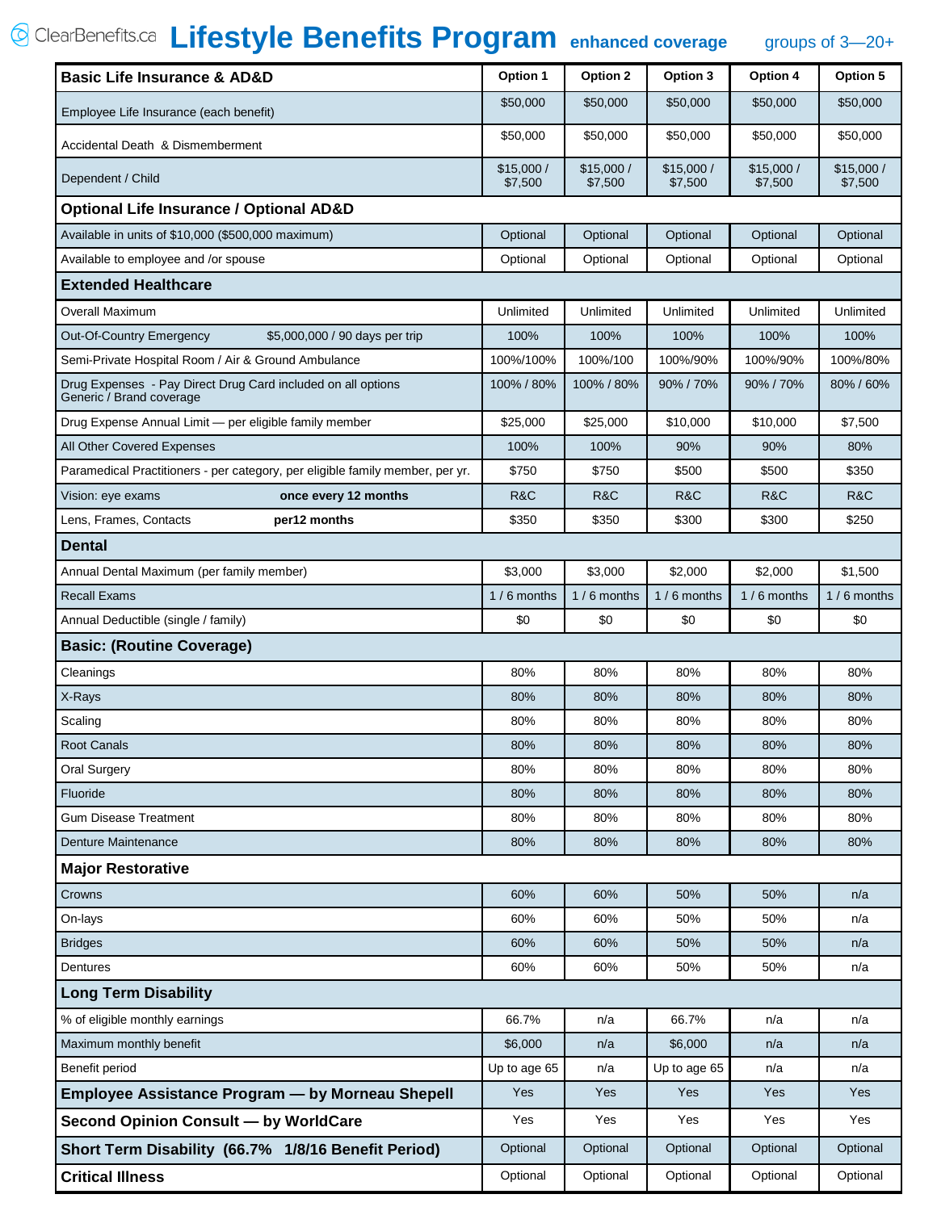ClearBenefits.ca **Lifestyle Benefits Program** enhanced coverage groups of 3—20+

| Basic Life Insurance & AD&D | Option 1 | Option 2 | Option 3 | Option 4 | Option 5 |
|---|---|---|---|---|---|
| Employee Life Insurance (each benefit) | $50,000 | $50,000 | $50,000 | $50,000 | $50,000 |
| Accidental Death & Dismemberment | $50,000 | $50,000 | $50,000 | $50,000 | $50,000 |
| Dependent / Child | $15,000 / $7,500 | $15,000 / $7,500 | $15,000 / $7,500 | $15,000 / $7,500 | $15,000 / $7,500 |
| **Optional Life Insurance / Optional AD&D** | | | | | |
| Available in units of $10,000 ($500,000 maximum) | Optional | Optional | Optional | Optional | Optional |
| Available to employee and /or spouse | Optional | Optional | Optional | Optional | Optional |
| **Extended Healthcare** | | | | | |
| Overall Maximum | Unlimited | Unlimited | Unlimited | Unlimited | Unlimited |
| Out-Of-Country Emergency $5,000,000 / 90 days per trip | 100% | 100% | 100% | 100% | 100% |
| Semi-Private Hospital Room / Air & Ground Ambulance | 100%/100% | 100%/100 | 100%/90% | 100%/90% | 100%/80% |
| Drug Expenses - Pay Direct Drug Card included on all options Generic / Brand coverage | 100% / 80% | 100% / 80% | 90% / 70% | 90% / 70% | 80% / 60% |
| Drug Expense Annual Limit — per eligible family member | $25,000 | $25,000 | $10,000 | $10,000 | $7,500 |
| All Other Covered Expenses | 100% | 100% | 90% | 90% | 80% |
| Paramedical Practitioners - per category, per eligible family member, per yr. | $750 | $750 | $500 | $500 | $350 |
| Vision: eye exams **once every 12 months** | R&C | R&C | R&C | R&C | R&C |
| Lens, Frames, Contacts **per12 months** | $350 | $350 | $300 | $300 | $250 |
| **Dental** | | | | | |
| Annual Dental Maximum (per family member) | $3,000 | $3,000 | $2,000 | $2,000 | $1,500 |
| Recall Exams | 1 / 6 months | 1 / 6 months | 1 / 6 months | 1 / 6 months | 1 / 6 months |
| Annual Deductible (single / family) | $0 | $0 | $0 | $0 | $0 |
| **Basic: (Routine Coverage)** | | | | | |
| Cleanings | 80% | 80% | 80% | 80% | 80% |
| X-Rays | 80% | 80% | 80% | 80% | 80% |
| Scaling | 80% | 80% | 80% | 80% | 80% |
| Root Canals | 80% | 80% | 80% | 80% | 80% |
| Oral Surgery | 80% | 80% | 80% | 80% | 80% |
| Fluoride | 80% | 80% | 80% | 80% | 80% |
| Gum Disease Treatment | 80% | 80% | 80% | 80% | 80% |
| Denture Maintenance | 80% | 80% | 80% | 80% | 80% |
| **Major Restorative** | | | | | |
| Crowns | 60% | 60% | 50% | 50% | n/a |
| On-lays | 60% | 60% | 50% | 50% | n/a |
| Bridges | 60% | 60% | 50% | 50% | n/a |
| Dentures | 60% | 60% | 50% | 50% | n/a |
| **Long Term Disability** | | | | | |
| % of eligible monthly earnings | 66.7% | n/a | 66.7% | n/a | n/a |
| Maximum monthly benefit | $6,000 | n/a | $6,000 | n/a | n/a |
| Benefit period | Up to age 65 | n/a | Up to age 65 | n/a | n/a |
| **Employee Assistance Program — by Morneau Shepell** | Yes | Yes | Yes | Yes | Yes |
| **Second Opinion Consult — by WorldCare** | Yes | Yes | Yes | Yes | Yes |
| **Short Term Disability (66.7% 1/8/16 Benefit Period)** | Optional | Optional | Optional | Optional | Optional |
| **Critical Illness** | Optional | Optional | Optional | Optional | Optional |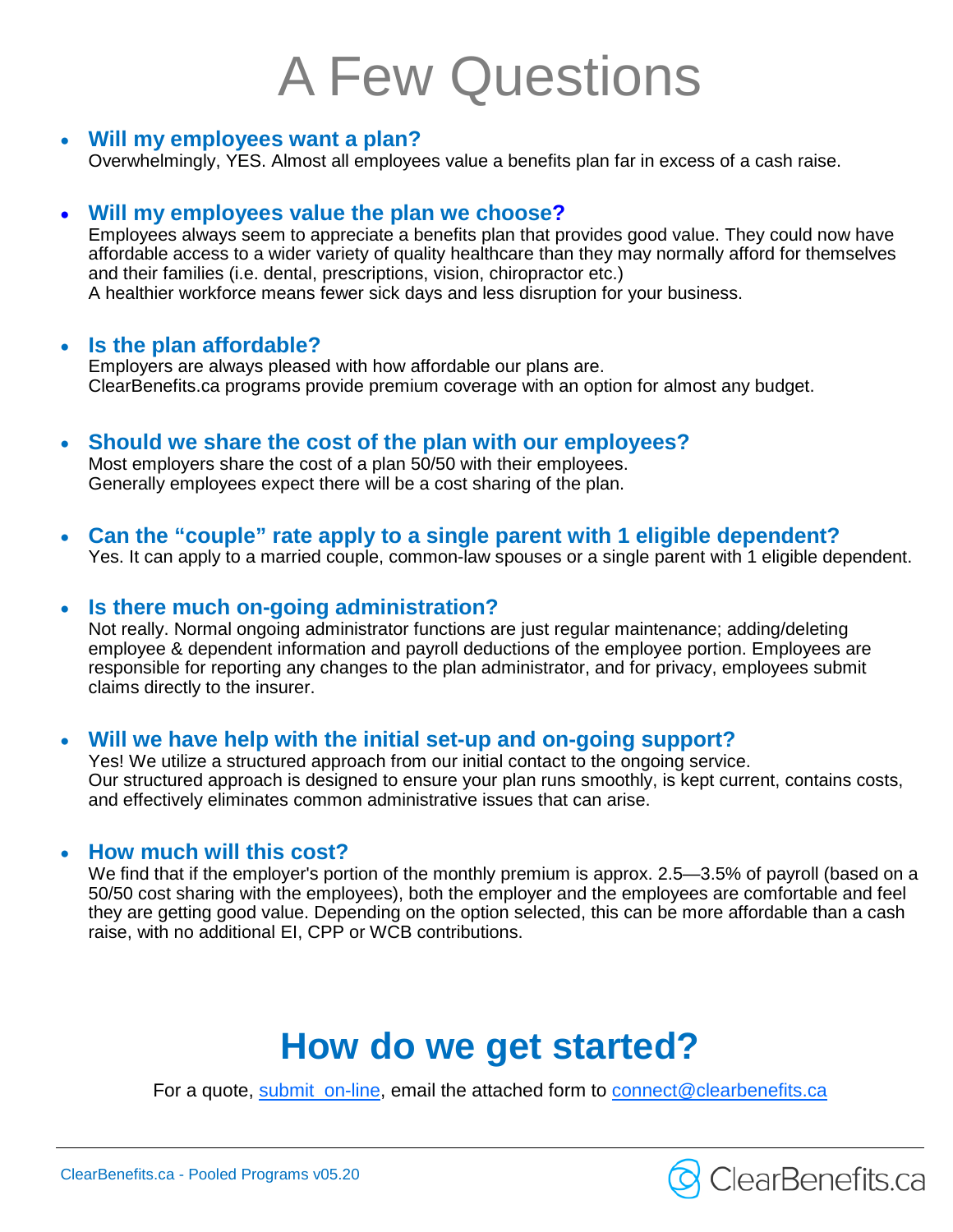# A Few Questions

- **Will my employees want a plan?**
  Overwhelmingly, YES. Almost all employees value a benefits plan far in excess of a cash raise.

- **Will my employees value the plan we choose?**
  Employees always seem to appreciate a benefits plan that provides good value. They could now have affordable access to a wider variety of quality healthcare than they may normally afford for themselves and their families (i.e. dental, prescriptions, vision, chiropractor etc.)
  A healthier workforce means fewer sick days and less disruption for your business.

- **Is the plan affordable?**
  Employers are always pleased with how affordable our plans are.
  ClearBenefits.ca programs provide premium coverage with an option for almost any budget.

- **Should we share the cost of the plan with our employees?**
  Most employers share the cost of a plan 50/50 with their employees.
  Generally employees expect there will be a cost sharing of the plan.

- **Can the "couple" rate apply to a single parent with 1 eligible dependent?**
  Yes. It can apply to a married couple, common-law spouses or a single parent with 1 eligible dependent.

- **Is there much on-going administration?**
  Not really. Normal ongoing administrator functions are just regular maintenance; adding/deleting employee & dependent information and payroll deductions of the employee portion. Employees are responsible for reporting any changes to the plan administrator, and for privacy, employees submit claims directly to the insurer.

- **Will we have help with the initial set-up and on-going support?**
  Yes! We utilize a structured approach from our initial contact to the ongoing service.
  Our structured approach is designed to ensure your plan runs smoothly, is kept current, contains costs, and effectively eliminates common administrative issues that can arise.

- **How much will this cost?**
  We find that if the employer's portion of the monthly premium is approx. 2.5—3.5% of payroll (based on a 50/50 cost sharing with the employees), both the employer and the employees are comfortable and feel they are getting good value. Depending on the option selected, this can be more affordable than a cash raise, with no additional EI, CPP or WCB contributions.

## How do we get started?

For a quote, submit on-line, email the attached form to connect@clearbenefits.ca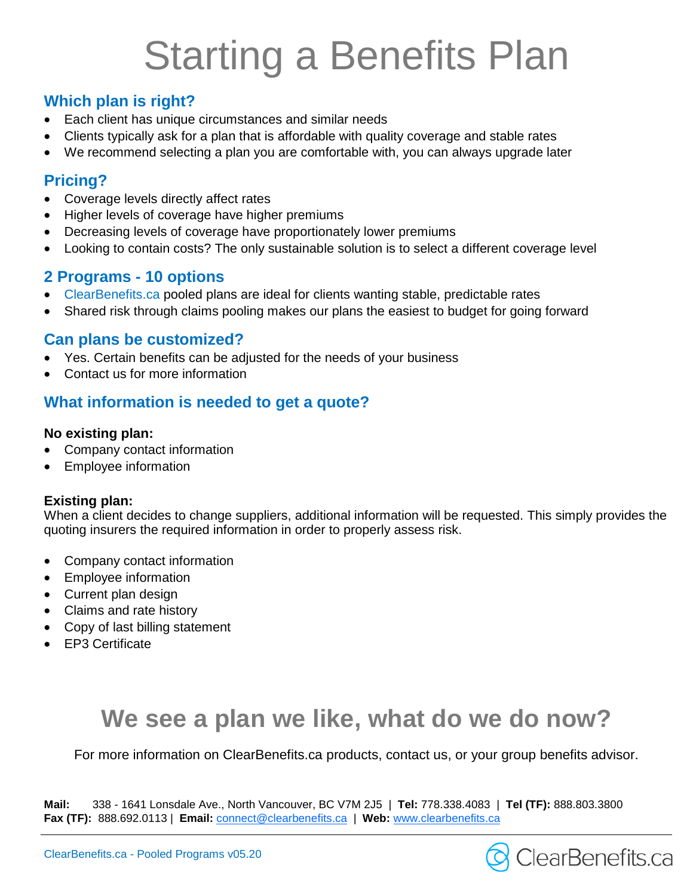# Starting a Benefits Plan

## Which plan is right?

- Each client has unique circumstances and similar needs
- Clients typically ask for a plan that is affordable with quality coverage and stable rates
- We recommend selecting a plan you are comfortable with, you can always upgrade later

## Pricing?

- Coverage levels directly affect rates
- Higher levels of coverage have higher premiums
- Decreasing levels of coverage have proportionately lower premiums
- Looking to contain costs? The only sustainable solution is to select a different coverage level

## 2 Programs - 10 options

- ClearBenefits.ca pooled plans are ideal for clients wanting stable, predictable rates
- Shared risk through claims pooling makes our plans the easiest to budget for going forward

## Can plans be customized?

- Yes. Certain benefits can be adjusted for the needs of your business
- Contact us for more information

## What information is needed to get a quote?

**No existing plan:**

- Company contact information
- Employee information

**Existing plan:**

When a client decides to change suppliers, additional information will be requested. This simply provides the quoting insurers the required information in order to properly assess risk.

- Company contact information
- Employee information
- Current plan design
- Claims and rate history
- Copy of last billing statement
- EP3 Certificate

## We see a plan we like, what do we do now?

For more information on ClearBenefits.ca products, contact us, or your group benefits advisor.

**Mail:** 338 - 1641 Lonsdale Ave., North Vancouver, BC V7M 2J5 | **Tel:** 778.338.4083 | **Tel (TF):** 888.803.3800
**Fax (TF):** 888.692.0113 | **Email:** connect@clearbenefits.ca | **Web:** www.clearbenefits.ca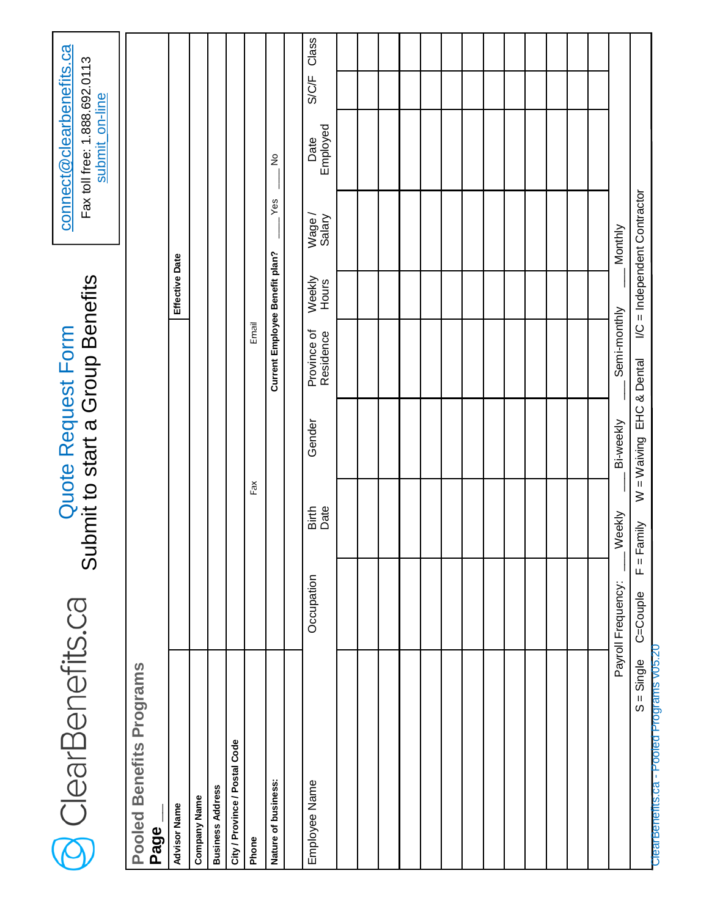ClearBenefits.ca

# Quote Request Form

## Submit to start a Group Benefits

connect@clearbenefits.ca
Fax toll free: 1.888.692.0113
submit on-line

**Pooled Benefits Programs**

**Page** ___

| | | | |
|---|---|---|---|
| **Advisor Name** | | **Effective Date** | |
| **Company Name** | | | |
| **Business Address** | | | |
| **City / Province / Postal Code** | | | |
| **Phone** | Fax | Email | |
| **Nature of business:** | | **Current Employee Benefit plan?** | ___ Yes ___ No |

| Employee Name | Occupation | Birth Date | Gender | Province of Residence | Weekly Hours | Wage / Salary | Date Employed | S/C/F | Class |
|---|---|---|---|---|---|---|---|---|---|
| | | | | | | | | | |
| | | | | | | | | | |
| | | | | | | | | | |
| | | | | | | | | | |
| | | | | | | | | | |
| | | | | | | | | | |
| | | | | | | | | | |
| | | | | | | | | | |
| | | | | | | | | | |
| | | | | | | | | | |
| | | | | | | | | | |
| | | | | | | | | | |
| | | | | | | | | | |

Payroll Frequency: ___ Weekly ___ Bi-weekly ___ Semi-monthly ___ Monthly

S = Single C=Couple F = Family W = Waiving EHC & Dental I/C = Independent Contractor

ClearBenefits.ca - Pooled Programs V05.20